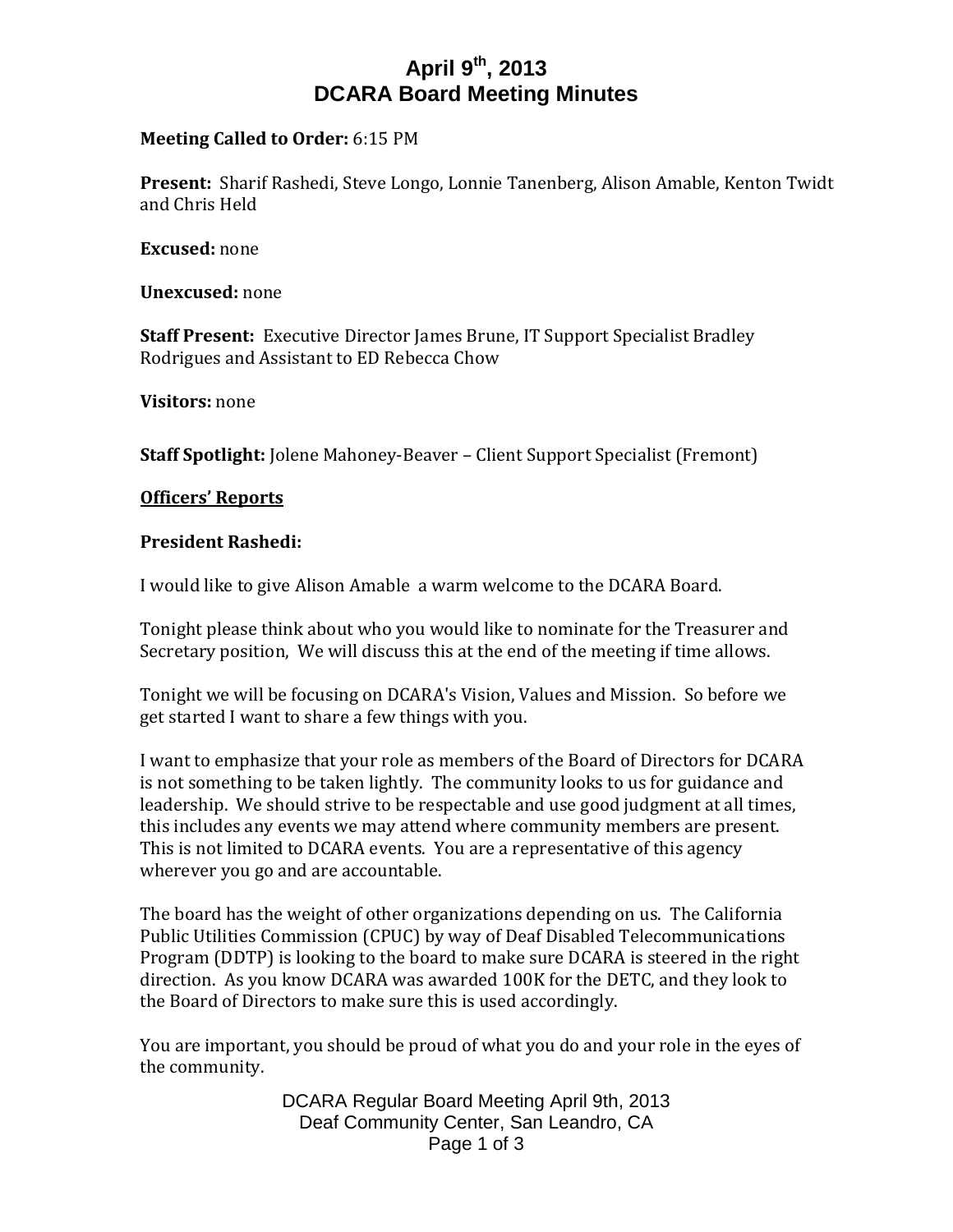# April 9th, 2013
# DCARA Board Meeting Minutes

**Meeting Called to Order:** 6:15 PM

**Present:** Sharif Rashedi, Steve Longo, Lonnie Tanenberg, Alison Amable, Kenton Twidt and Chris Held

**Excused:** none

**Unexcused:** none

**Staff Present:** Executive Director James Brune, IT Support Specialist Bradley Rodrigues and Assistant to ED Rebecca Chow

**Visitors:** none

**Staff Spotlight:** Jolene Mahoney-Beaver – Client Support Specialist (Fremont)

**Officers' Reports**

**President Rashedi:**

I would like to give Alison Amable a warm welcome to the DCARA Board.

Tonight please think about who you would like to nominate for the Treasurer and Secretary position, We will discuss this at the end of the meeting if time allows.

Tonight we will be focusing on DCARA's Vision, Values and Mission. So before we get started I want to share a few things with you.

I want to emphasize that your role as members of the Board of Directors for DCARA is not something to be taken lightly. The community looks to us for guidance and leadership. We should strive to be respectable and use good judgment at all times, this includes any events we may attend where community members are present. This is not limited to DCARA events. You are a representative of this agency wherever you go and are accountable.

The board has the weight of other organizations depending on us. The California Public Utilities Commission (CPUC) by way of Deaf Disabled Telecommunications Program (DDTP) is looking to the board to make sure DCARA is steered in the right direction. As you know DCARA was awarded 100K for the DETC, and they look to the Board of Directors to make sure this is used accordingly.

You are important, you should be proud of what you do and your role in the eyes of the community.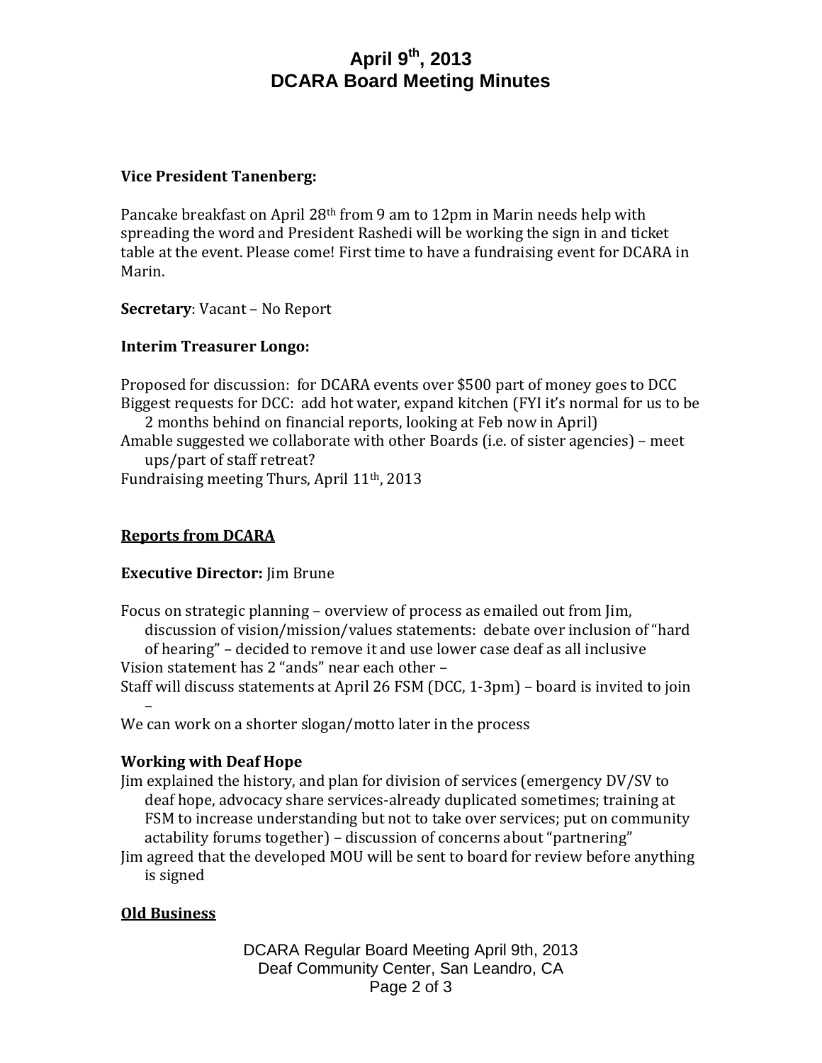# April 9th, 2013 DCARA Board Meeting Minutes

**Vice President Tanenberg:**

Pancake breakfast on April 28th from 9 am to 12pm in Marin needs help with spreading the word and President Rashedi will be working the sign in and ticket table at the event. Please come! First time to have a fundraising event for DCARA in Marin.

**Secretary**: Vacant – No Report

**Interim Treasurer Longo:**

Proposed for discussion: for DCARA events over $500 part of money goes to DCC
Biggest requests for DCC: add hot water, expand kitchen (FYI it's normal for us to be 2 months behind on financial reports, looking at Feb now in April)
Amable suggested we collaborate with other Boards (i.e. of sister agencies) – meet ups/part of staff retreat?
Fundraising meeting Thurs, April 11th, 2013

**Reports from DCARA**

**Executive Director:** Jim Brune

Focus on strategic planning – overview of process as emailed out from Jim, discussion of vision/mission/values statements: debate over inclusion of "hard of hearing" – decided to remove it and use lower case deaf as all inclusive
Vision statement has 2 "ands" near each other –
Staff will discuss statements at April 26 FSM (DCC, 1-3pm) – board is invited to join –
We can work on a shorter slogan/motto later in the process

**Working with Deaf Hope**

Jim explained the history, and plan for division of services (emergency DV/SV to deaf hope, advocacy share services-already duplicated sometimes; training at FSM to increase understanding but not to take over services; put on community actability forums together) – discussion of concerns about "partnering"
Jim agreed that the developed MOU will be sent to board for review before anything is signed

**Old Business**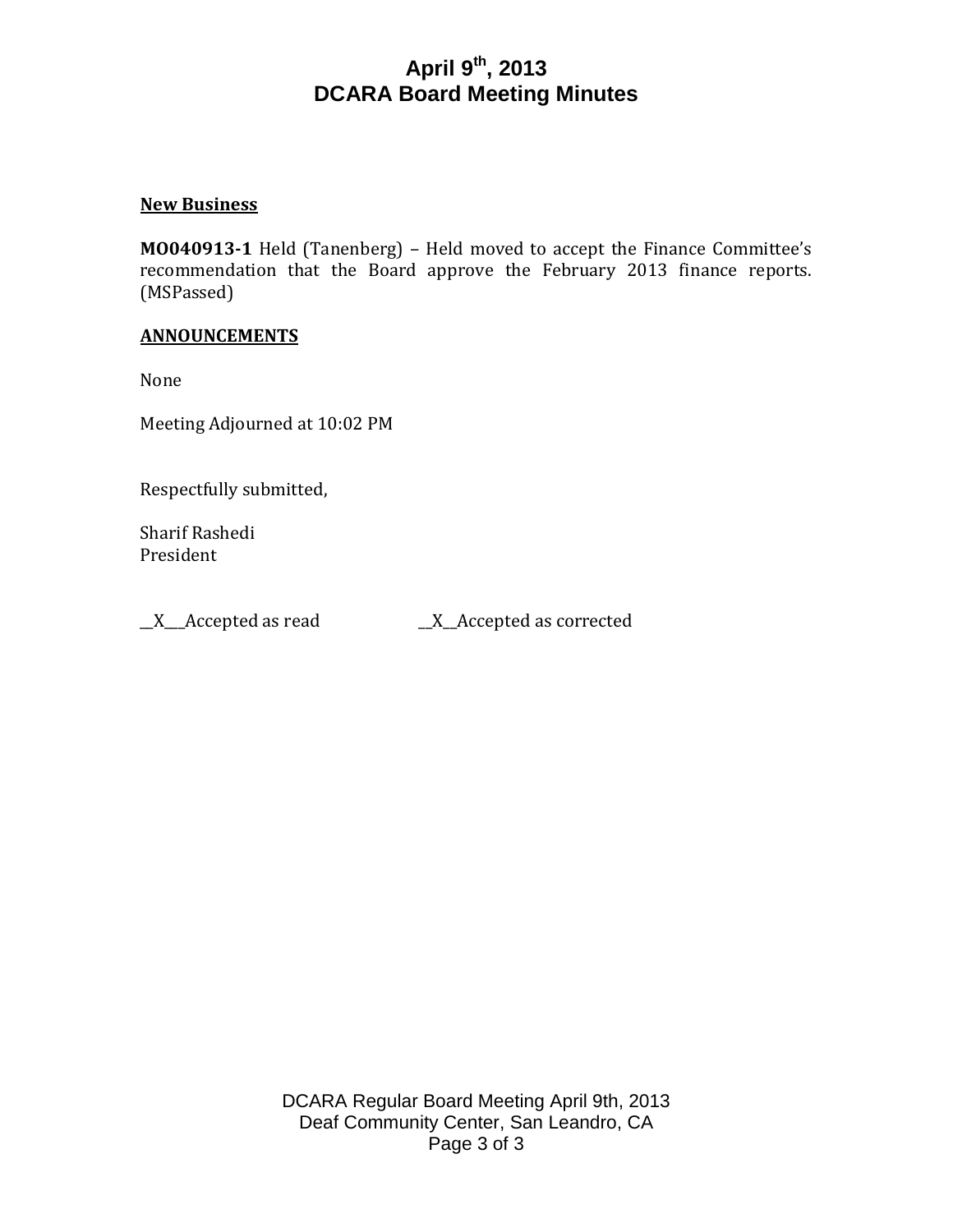**New Business**

**MO040913-1** Held (Tanenberg) – Held moved to accept the Finance Committee's recommendation that the Board approve the February 2013 finance reports. (MSPassed)

**ANNOUNCEMENTS**

None

Meeting Adjourned at 10:02 PM

Respectfully submitted,

Sharif Rashedi
President

__X___Accepted as read __X__Accepted as corrected